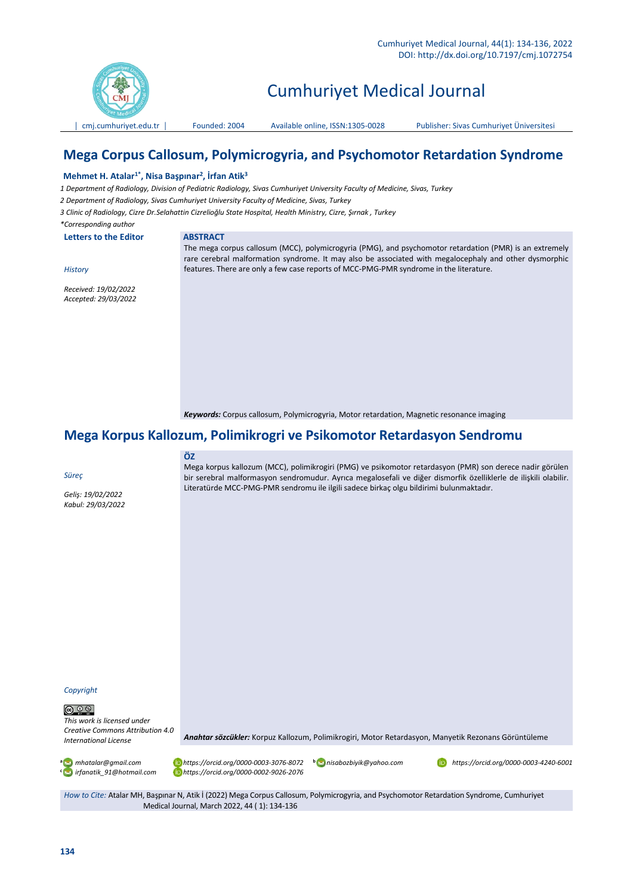# Cumhuriyet Medical Journal

| cmj.cumhuriyet.edu.tr | Founded: 2004 | Available online, ISSN:1305-0028 | Publisher: Sivas Cumhuriyet Üniversitesi

## Mega Corpus Callosum, Polymicrogyria, and Psychomotor Retardation Syndrome

**Mehmet H. Atalar[1*], Nisa Başpınar[2], İrfan Atik[3]**

*1 Department of Radiology, Division of Pediatric Radiology, Sivas Cumhuriyet University Faculty of Medicine, Sivas, Turkey*

*2 Department of Radiology, Sivas Cumhuriyet University Faculty of Medicine, Sivas, Turkey*

*3 Clinic of Radiology, Cizre Dr.Selahattin Cizrelioğlu State Hospital, Health Ministry, Cizre, Şırnak , Turkey*

**Corresponding author*

**Letters to the Editor**

*History*

*Received: 19/02/2022*
*Accepted: 29/03/2022*

**ABSTRACT**

The mega corpus callosum (MCC), polymicrogyria (PMG), and psychomotor retardation (PMR) is an extremely rare cerebral malformation syndrome. It may also be associated with megalocephaly and other dysmorphic features. There are only a few case reports of MCC-PMG-PMR syndrome in the literature.

***Keywords:*** Corpus callosum, Polymicrogyria, Motor retardation, Magnetic resonance imaging

## Mega Korpus Kallozum, Polimikrogri ve Psikomotor Retardasyon Sendromu

*Süreç*

*Geliş: 19/02/2022*
*Kabul: 29/03/2022*

**ÖZ**

Mega korpus kallozum (MCC), polimikrogiri (PMG) ve psikomotor retardasyon (PMR) son derece nadir görülen bir serebral malformasyon sendromudur. Ayrıca megalosefali ve diğer dismorfik özelliklerle de ilişkili olabilir. Literatürde MCC-PMG-PMR sendromu ile ilgili sadece birkaç olgu bildirimi bulunmaktadır.

***Anahtar sözcükler:*** Korpuz Kallozum, Polimikrogiri, Motor Retardasyon, Manyetik Rezonans Görüntüleme

*Copyright*

*This work is licensed under Creative Commons Attribution 4.0 International License*

[a] *mhatalar@gmail.com* *https://orcid.org/0000-0003-3076-8072*
[b] *nisabozbiyik@yahoo.com* *https://orcid.org/0000-0003-4240-6001*
[c] *irfanatik_91@hotmail.com* *https://orcid.org/0000-0002-9026-2076*

*How to Cite:* Atalar MH, Başpınar N, Atik İ (2022) Mega Corpus Callosum, Polymicrogyria, and Psychomotor Retardation Syndrome, Cumhuriyet Medical Journal, March 2022, 44 ( 1): 134-136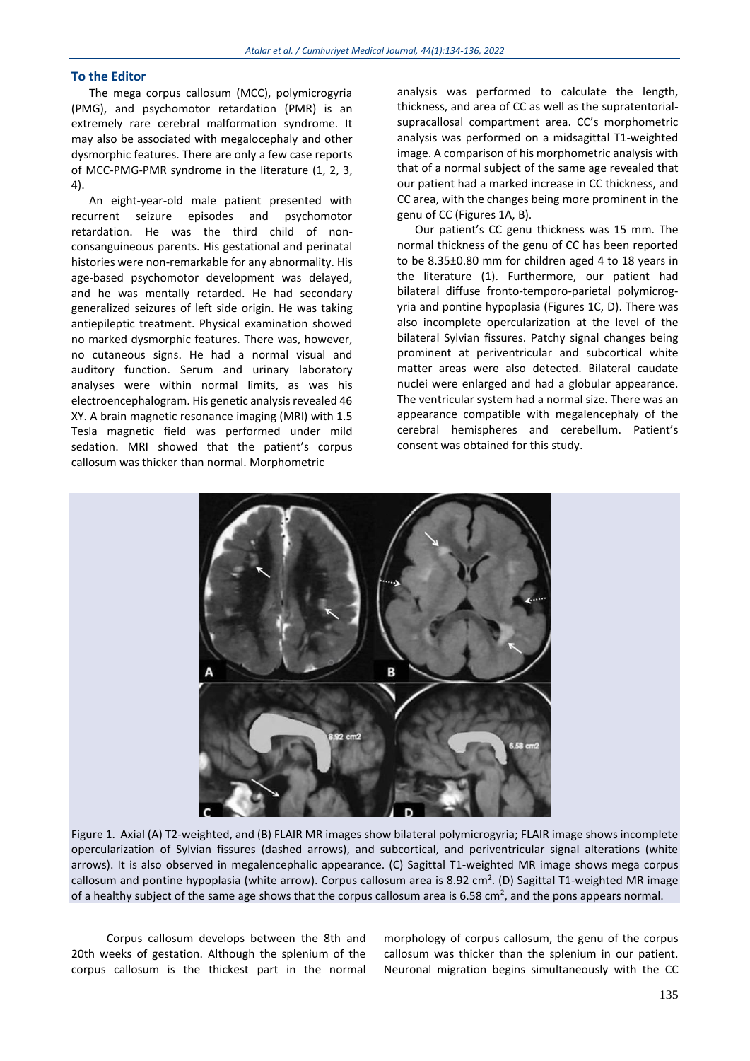## To the Editor

The mega corpus callosum (MCC), polymicrogyria (PMG), and psychomotor retardation (PMR) is an extremely rare cerebral malformation syndrome. It may also be associated with megalocephaly and other dysmorphic features. There are only a few case reports of MCC-PMG-PMR syndrome in the literature (1, 2, 3, 4).

An eight-year-old male patient presented with recurrent seizure episodes and psychomotor retardation. He was the third child of non-consanguineous parents. His gestational and perinatal histories were non-remarkable for any abnormality. His age-based psychomotor development was delayed, and he was mentally retarded. He had secondary generalized seizures of left side origin. He was taking antiepileptic treatment. Physical examination showed no marked dysmorphic features. There was, however, no cutaneous signs. He had a normal visual and auditory function. Serum and urinary laboratory analyses were within normal limits, as was his electroencephalogram. His genetic analysis revealed 46 XY. A brain magnetic resonance imaging (MRI) with 1.5 Tesla magnetic field was performed under mild sedation. MRI showed that the patient's corpus callosum was thicker than normal. Morphometric analysis was performed to calculate the length, thickness, and area of CC as well as the supratentorial-supracallosal compartment area. CC's morphometric analysis was performed on a midsagittal T1-weighted image. A comparison of his morphometric analysis with that of a normal subject of the same age revealed that our patient had a marked increase in CC thickness, and CC area, with the changes being more prominent in the genu of CC (Figures 1A, B).

Our patient's CC genu thickness was 15 mm. The normal thickness of the genu of CC has been reported to be 8.35±0.80 mm for children aged 4 to 18 years in the literature (1). Furthermore, our patient had bilateral diffuse fronto-temporo-parietal polymicrogyria and pontine hypoplasia (Figures 1C, D). There was also incomplete opercularization at the level of the bilateral Sylvian fissures. Patchy signal changes being prominent at periventricular and subcortical white matter areas were also detected. Bilateral caudate nuclei were enlarged and had a globular appearance. The ventricular system had a normal size. There was an appearance compatible with megalencephaly of the cerebral hemispheres and cerebellum. Patient's consent was obtained for this study.

A

B

8.92 cm2

6.58 cm2

C

D

Figure 1. Axial (A) T2-weighted, and (B) FLAIR MR images show bilateral polymicrogyria; FLAIR image shows incomplete opercularization of Sylvian fissures (dashed arrows), and subcortical, and periventricular signal alterations (white arrows). It is also observed in megalencephalic appearance. (C) Sagittal T1-weighted MR image shows mega corpus callosum and pontine hypoplasia (white arrow). Corpus callosum area is 8.92 cm$^2$. (D) Sagittal T1-weighted MR image of a healthy subject of the same age shows that the corpus callosum area is 6.58 cm$^2$, and the pons appears normal.

Corpus callosum develops between the 8th and 20th weeks of gestation. Although the splenium of the corpus callosum is the thickest part in the normal morphology of corpus callosum, the genu of the corpus callosum was thicker than the splenium in our patient. Neuronal migration begins simultaneously with the CC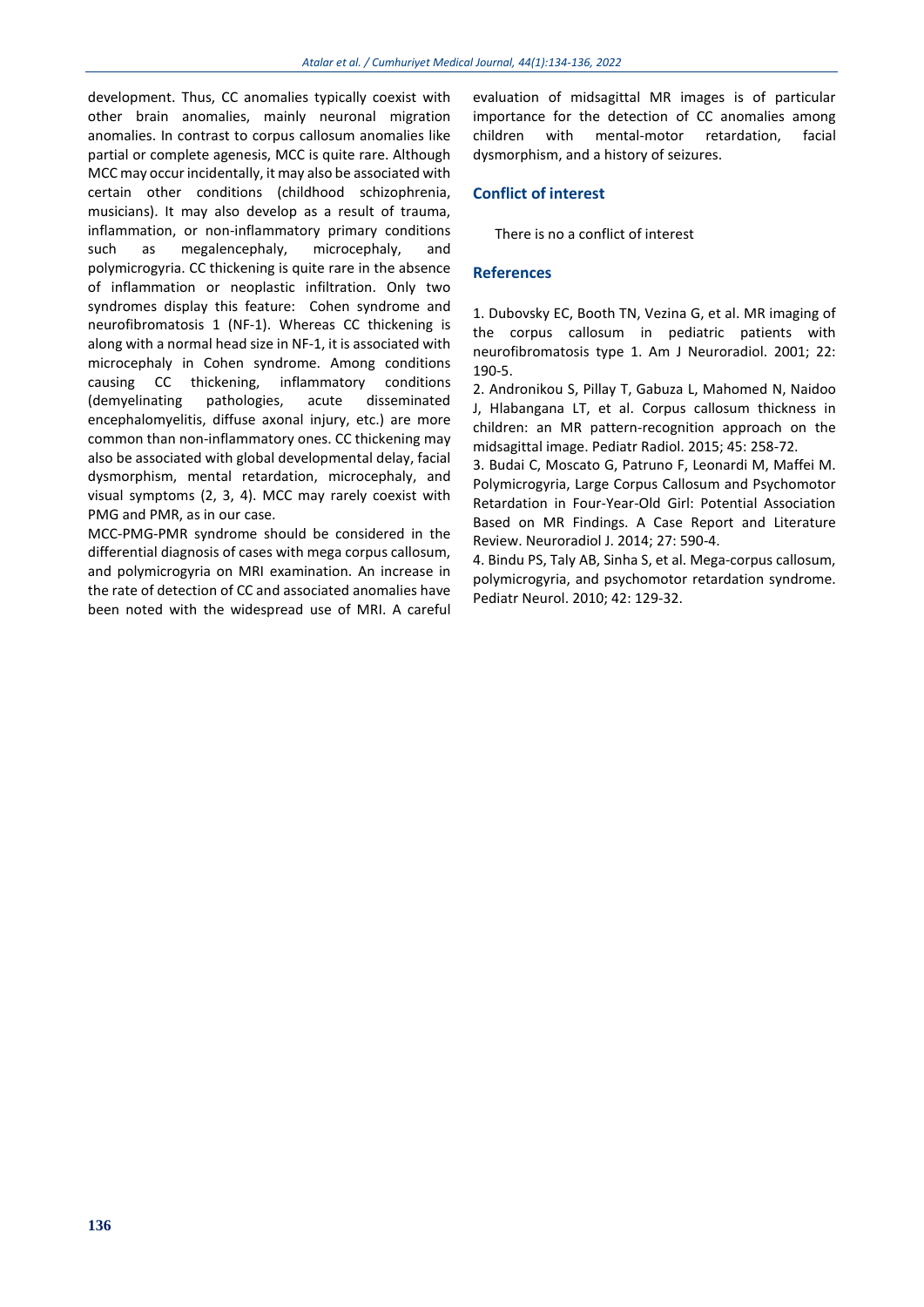development. Thus, CC anomalies typically coexist with other brain anomalies, mainly neuronal migration anomalies. In contrast to corpus callosum anomalies like partial or complete agenesis, MCC is quite rare. Although MCC may occur incidentally, it may also be associated with certain other conditions (childhood schizophrenia, musicians). It may also develop as a result of trauma, inflammation, or non-inflammatory primary conditions such as megalencephaly, microcephaly, and polymicrogyria. CC thickening is quite rare in the absence of inflammation or neoplastic infiltration. Only two syndromes display this feature: Cohen syndrome and neurofibromatosis 1 (NF-1). Whereas CC thickening is along with a normal head size in NF-1, it is associated with microcephaly in Cohen syndrome. Among conditions causing CC thickening, inflammatory conditions (demyelinating pathologies, acute disseminated encephalomyelitis, diffuse axonal injury, etc.) are more common than non-inflammatory ones. CC thickening may also be associated with global developmental delay, facial dysmorphism, mental retardation, microcephaly, and visual symptoms (2, 3, 4). MCC may rarely coexist with PMG and PMR, as in our case.

MCC-PMG-PMR syndrome should be considered in the differential diagnosis of cases with mega corpus callosum, and polymicrogyria on MRI examination. An increase in the rate of detection of CC and associated anomalies have been noted with the widespread use of MRI. A careful evaluation of midsagittal MR images is of particular importance for the detection of CC anomalies among children with mental-motor retardation, facial dysmorphism, and a history of seizures.

## Conflict of interest

There is no a conflict of interest

## References

1. Dubovsky EC, Booth TN, Vezina G, et al. MR imaging of the corpus callosum in pediatric patients with neurofibromatosis type 1. Am J Neuroradiol. 2001; 22: 190-5.
2. Andronikou S, Pillay T, Gabuza L, Mahomed N, Naidoo J, Hlabangana LT, et al. Corpus callosum thickness in children: an MR pattern-recognition approach on the midsagittal image. Pediatr Radiol. 2015; 45: 258-72.
3. Budai C, Moscato G, Patruno F, Leonardi M, Maffei M. Polymicrogyria, Large Corpus Callosum and Psychomotor Retardation in Four-Year-Old Girl: Potential Association Based on MR Findings. A Case Report and Literature Review. Neuroradiol J. 2014; 27: 590-4.
4. Bindu PS, Taly AB, Sinha S, et al. Mega-corpus callosum, polymicrogyria, and psychomotor retardation syndrome. Pediatr Neurol. 2010; 42: 129-32.